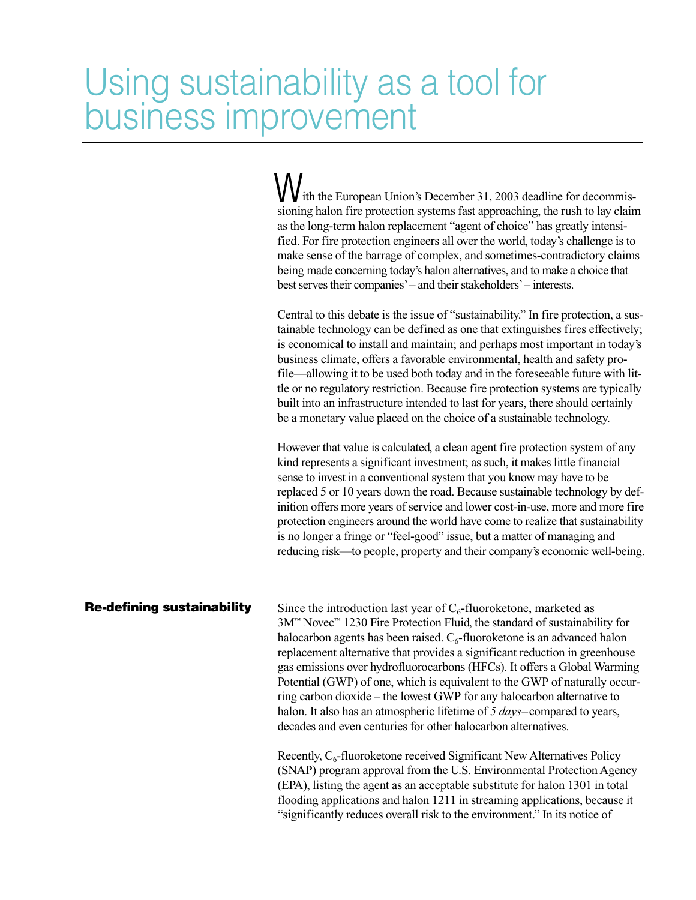# Using sustainability as a tool for business improvement

With the European Union's December 31, 2003 deadline for decommissioning halon fire protection systems fast approaching, the rush to lay claim as the long-term halon replacement "agent of choice" has greatly intensified. For fire protection engineers all over the world, today's challenge is to make sense of the barrage of complex, and sometimes-contradictory claims being made concerning today's halon alternatives, and to make a choice that best serves their companies' – and their stakeholders' – interests.

Central to this debate is the issue of "sustainability." In fire protection, a sustainable technology can be defined as one that extinguishes fires effectively; is economical to install and maintain; and perhaps most important in today's business climate, offers a favorable environmental, health and safety profile—allowing it to be used both today and in the foreseeable future with little or no regulatory restriction. Because fire protection systems are typically built into an infrastructure intended to last for years, there should certainly be a monetary value placed on the choice of a sustainable technology.

However that value is calculated, a clean agent fire protection system of any kind represents a significant investment; as such, it makes little financial sense to invest in a conventional system that you know may have to be replaced 5 or 10 years down the road. Because sustainable technology by definition offers more years of service and lower cost-in-use, more and more fire protection engineers around the world have come to realize that sustainability is no longer a fringe or "feel-good" issue, but a matter of managing and reducing risk—to people, property and their company's economic well-being.

## Re-defining sustainability

Since the introduction last year of $C_6$-fluoroketone, marketed as 3M™ Novec™ 1230 Fire Protection Fluid, the standard of sustainability for halocarbon agents has been raised. $C_6$-fluoroketone is an advanced halon replacement alternative that provides a significant reduction in greenhouse gas emissions over hydrofluorocarbons (HFCs). It offers a Global Warming Potential (GWP) of one, which is equivalent to the GWP of naturally occurring carbon dioxide – the lowest GWP for any halocarbon alternative to halon. It also has an atmospheric lifetime of *5 days* – compared to years, decades and even centuries for other halocarbon alternatives.

Recently, $C_6$-fluoroketone received Significant New Alternatives Policy (SNAP) program approval from the U.S. Environmental Protection Agency (EPA), listing the agent as an acceptable substitute for halon 1301 in total flooding applications and halon 1211 in streaming applications, because it "significantly reduces overall risk to the environment." In its notice of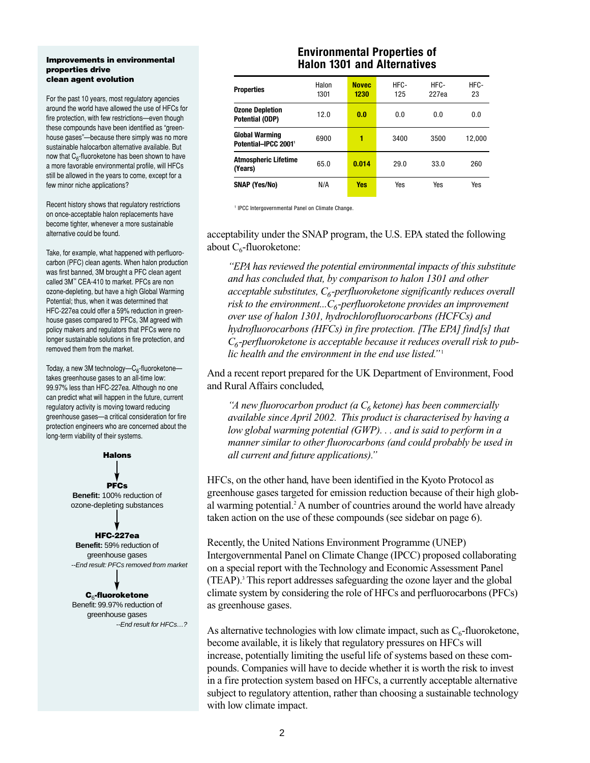### Improvements in environmental properties drive clean agent evolution

For the past 10 years, most regulatory agencies around the world have allowed the use of HFCs for fire protection, with few restrictions—even though these compounds have been identified as "greenhouse gases"—because there simply was no more sustainable halocarbon alternative available. But now that $C_6$-fluoroketone has been shown to have a more favorable environmental profile, will HFCs still be allowed in the years to come, except for a few minor niche applications?

Recent history shows that regulatory restrictions on once-acceptable halon replacements have become tighter, whenever a more sustainable alternative could be found.

Take, for example, what happened with perfluorocarbon (PFC) clean agents. When halon production was first banned, 3M brought a PFC clean agent called 3M™ CEA-410 to market. PFCs are non ozone-depleting, but have a high Global Warming Potential; thus, when it was determined that HFC-227ea could offer a 59% reduction in greenhouse gases compared to PFCs, 3M agreed with policy makers and regulators that PFCs were no longer sustainable solutions in fire protection, and removed them from the market.

Today, a new 3M technology—$C_6$-fluoroketone—takes greenhouse gases to an all-time low: 99.97% less than HFC-227ea. Although no one can predict what will happen in the future, current regulatory activity is moving toward reducing greenhouse gases—a critical consideration for fire protection engineers who are concerned about the long-term viability of their systems.

**Halons**

↓

**PFCs**
**Benefit:** 100% reduction of ozone-depleting substances

↓

**HFC-227ea**
**Benefit:** 59% reduction of greenhouse gases
*--End result: PFCs removed from market*

↓

**$C_6$-fluoroketone**
Benefit: 99.97% reduction of greenhouse gases
*--End result for HFCs…?*

## Environmental Properties of Halon 1301 and Alternatives

| Properties | Halon 1301 | Novec 1230 | HFC-125 | HFC-227ea | HFC-23 |
|---|---|---|---|---|---|
| Ozone Depletion Potential (ODP) | 12.0 | 0.0 | 0.0 | 0.0 | 0.0 |
| Global Warming Potential–IPCC 2001[1] | 6900 | 1 | 3400 | 3500 | 12,000 |
| Atmospheric Lifetime (Years) | 65.0 | 0.014 | 29.0 | 33.0 | 260 |
| SNAP (Yes/No) | N/A | Yes | Yes | Yes | Yes |

[1] IPCC Intergovernmental Panel on Climate Change.

acceptability under the SNAP program, the U.S. EPA stated the following about $C_6$-fluoroketone:

> *"EPA has reviewed the potential environmental impacts of this substitute and has concluded that, by comparison to halon 1301 and other acceptable substitutes, $C_6$-perfluoroketone significantly reduces overall risk to the environment...$C_6$-perfluoroketone provides an improvement over use of halon 1301, hydrochlorofluorocarbons (HCFCs) and hydrofluorocarbons (HFCs) in fire protection. [The EPA] find[s] that $C_6$-perfluoroketone is acceptable because it reduces overall risk to public health and the environment in the end use listed."*[1]

And a recent report prepared for the UK Department of Environment, Food and Rural Affairs concluded,

> *"A new fluorocarbon product (a $C_6$ ketone) has been commercially available since April 2002. This product is characterised by having a low global warming potential (GWP). . . and is said to perform in a manner similar to other fluorocarbons (and could probably be used in all current and future applications)."*

HFCs, on the other hand, have been identified in the Kyoto Protocol as greenhouse gases targeted for emission reduction because of their high global warming potential.[2] A number of countries around the world have already taken action on the use of these compounds (see sidebar on page 6).

Recently, the United Nations Environment Programme (UNEP) Intergovernmental Panel on Climate Change (IPCC) proposed collaborating on a special report with the Technology and Economic Assessment Panel (TEAP).[3] This report addresses safeguarding the ozone layer and the global climate system by considering the role of HFCs and perfluorocarbons (PFCs) as greenhouse gases.

As alternative technologies with low climate impact, such as $C_6$-fluoroketone, become available, it is likely that regulatory pressures on HFCs will increase, potentially limiting the useful life of systems based on these compounds. Companies will have to decide whether it is worth the risk to invest in a fire protection system based on HFCs, a currently acceptable alternative subject to regulatory attention, rather than choosing a sustainable technology with low climate impact.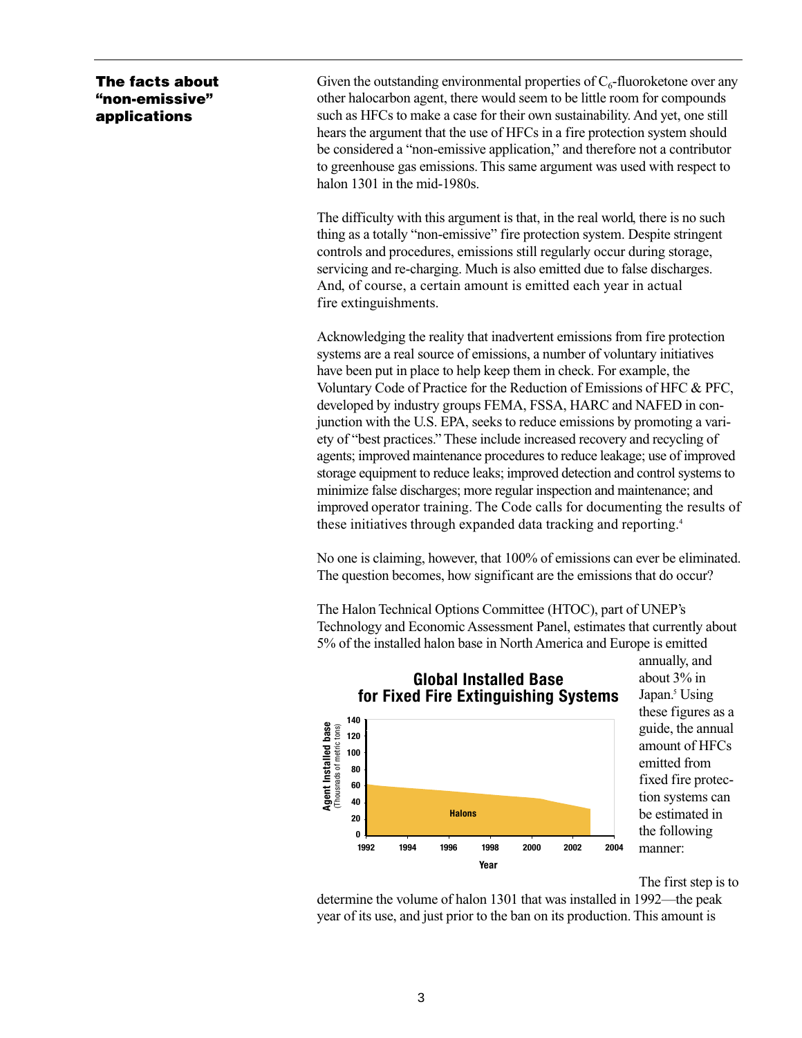## The facts about "non-emissive" applications

Given the outstanding environmental properties of $C_6$-fluoroketone over any other halocarbon agent, there would seem to be little room for compounds such as HFCs to make a case for their own sustainability. And yet, one still hears the argument that the use of HFCs in a fire protection system should be considered a "non-emissive application," and therefore not a contributor to greenhouse gas emissions. This same argument was used with respect to halon 1301 in the mid-1980s.

The difficulty with this argument is that, in the real world, there is no such thing as a totally "non-emissive" fire protection system. Despite stringent controls and procedures, emissions still regularly occur during storage, servicing and re-charging. Much is also emitted due to false discharges. And, of course, a certain amount is emitted each year in actual fire extinguishments.

Acknowledging the reality that inadvertent emissions from fire protection systems are a real source of emissions, a number of voluntary initiatives have been put in place to help keep them in check. For example, the Voluntary Code of Practice for the Reduction of Emissions of HFC & PFC, developed by industry groups FEMA, FSSA, HARC and NAFED in conjunction with the U.S. EPA, seeks to reduce emissions by promoting a variety of "best practices." These include increased recovery and recycling of agents; improved maintenance procedures to reduce leakage; use of improved storage equipment to reduce leaks; improved detection and control systems to minimize false discharges; more regular inspection and maintenance; and improved operator training. The Code calls for documenting the results of these initiatives through expanded data tracking and reporting.[4]

No one is claiming, however, that 100% of emissions can ever be eliminated. The question becomes, how significant are the emissions that do occur?

The Halon Technical Options Committee (HTOC), part of UNEP's Technology and Economic Assessment Panel, estimates that currently about 5% of the installed halon base in North America and Europe is emitted annually, and about 3% in Japan.[5] Using these figures as a guide, the annual amount of HFCs emitted from fixed fire protection systems can be estimated in the following manner:

**Global Installed Base for Fixed Fire Extinguishing Systems**

The first step is to determine the volume of halon 1301 that was installed in 1992—the peak year of its use, and just prior to the ban on its production. This amount is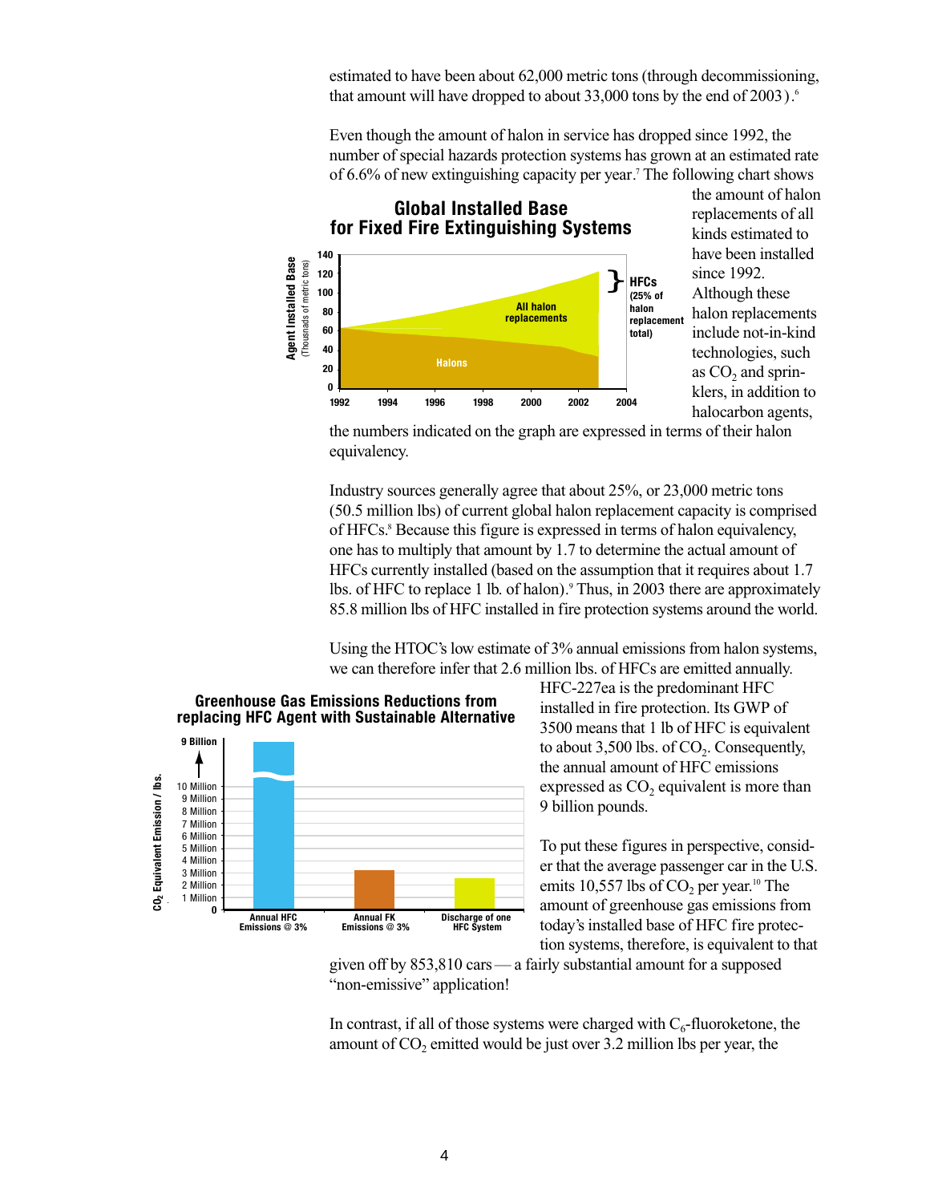estimated to have been about 62,000 metric tons (through decommissioning, that amount will have dropped to about 33,000 tons by the end of 2003).[6]

Even though the amount of halon in service has dropped since 1992, the number of special hazards protection systems has grown at an estimated rate of 6.6% of new extinguishing capacity per year.[7] The following chart shows the amount of halon replacements of all kinds estimated to have been installed since 1992. Although these halon replacements include not-in-kind technologies, such as $CO_2$ and sprinklers, in addition to halocarbon agents, the numbers indicated on the graph are expressed in terms of their halon equivalency.

**Global Installed Base for Fixed Fire Extinguishing Systems**

Industry sources generally agree that about 25%, or 23,000 metric tons (50.5 million lbs) of current global halon replacement capacity is comprised of HFCs.[8] Because this figure is expressed in terms of halon equivalency, one has to multiply that amount by 1.7 to determine the actual amount of HFCs currently installed (based on the assumption that it requires about 1.7 lbs. of HFC to replace 1 lb. of halon).[9] Thus, in 2003 there are approximately 85.8 million lbs of HFC installed in fire protection systems around the world.

Using the HTOC's low estimate of 3% annual emissions from halon systems, we can therefore infer that 2.6 million lbs. of HFCs are emitted annually. HFC-227ea is the predominant HFC installed in fire protection. Its GWP of 3500 means that 1 lb of HFC is equivalent to about 3,500 lbs. of $CO_2$. Consequently, the annual amount of HFC emissions expressed as $CO_2$ equivalent is more than 9 billion pounds.

**Greenhouse Gas Emissions Reductions from replacing HFC Agent with Sustainable Alternative**

To put these figures in perspective, consider that the average passenger car in the U.S. emits 10,557 lbs of $CO_2$ per year.[10] The amount of greenhouse gas emissions from today's installed base of HFC fire protection systems, therefore, is equivalent to that given off by 853,810 cars — a fairly substantial amount for a supposed "non-emissive" application!

In contrast, if all of those systems were charged with $C_6$-fluoroketone, the amount of $CO_2$ emitted would be just over 3.2 million lbs per year, the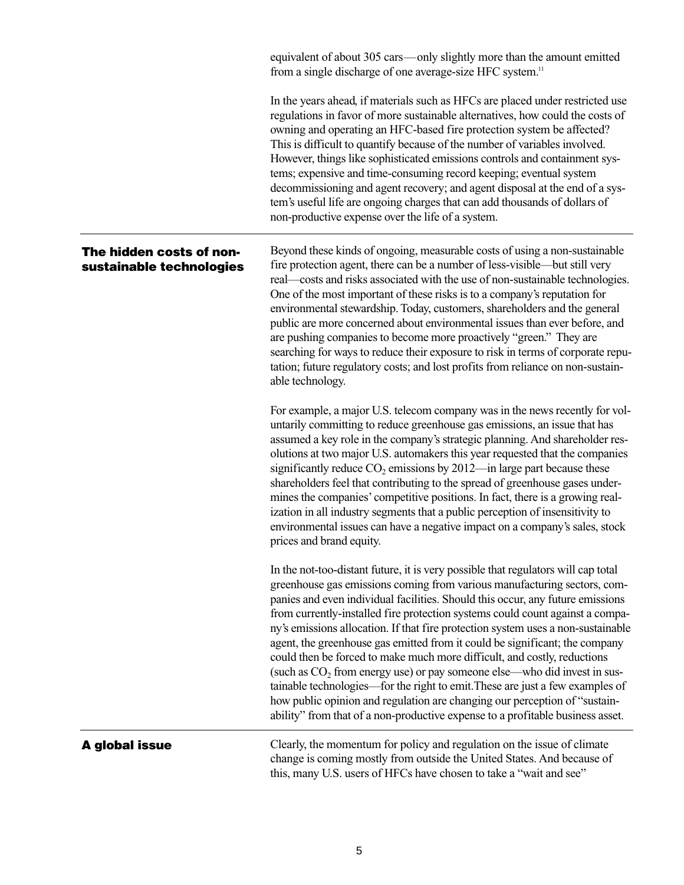equivalent of about 305 cars—only slightly more than the amount emitted from a single discharge of one average-size HFC system.[11]

In the years ahead, if materials such as HFCs are placed under restricted use regulations in favor of more sustainable alternatives, how could the costs of owning and operating an HFC-based fire protection system be affected? This is difficult to quantify because of the number of variables involved. However, things like sophisticated emissions controls and containment systems; expensive and time-consuming record keeping; eventual system decommissioning and agent recovery; and agent disposal at the end of a system's useful life are ongoing charges that can add thousands of dollars of non-productive expense over the life of a system.

## The hidden costs of non-sustainable technologies

Beyond these kinds of ongoing, measurable costs of using a non-sustainable fire protection agent, there can be a number of less-visible—but still very real—costs and risks associated with the use of non-sustainable technologies. One of the most important of these risks is to a company's reputation for environmental stewardship. Today, customers, shareholders and the general public are more concerned about environmental issues than ever before, and are pushing companies to become more proactively "green." They are searching for ways to reduce their exposure to risk in terms of corporate reputation; future regulatory costs; and lost profits from reliance on non-sustainable technology.

For example, a major U.S. telecom company was in the news recently for voluntarily committing to reduce greenhouse gas emissions, an issue that has assumed a key role in the company's strategic planning. And shareholder resolutions at two major U.S. automakers this year requested that the companies significantly reduce $CO_2$ emissions by 2012—in large part because these shareholders feel that contributing to the spread of greenhouse gases undermines the companies' competitive positions. In fact, there is a growing realization in all industry segments that a public perception of insensitivity to environmental issues can have a negative impact on a company's sales, stock prices and brand equity.

In the not-too-distant future, it is very possible that regulators will cap total greenhouse gas emissions coming from various manufacturing sectors, companies and even individual facilities. Should this occur, any future emissions from currently-installed fire protection systems could count against a company's emissions allocation. If that fire protection system uses a non-sustainable agent, the greenhouse gas emitted from it could be significant; the company could then be forced to make much more difficult, and costly, reductions (such as $CO_2$ from energy use) or pay someone else—who did invest in sustainable technologies—for the right to emit. These are just a few examples of how public opinion and regulation are changing our perception of "sustainability" from that of a non-productive expense to a profitable business asset.

## A global issue

Clearly, the momentum for policy and regulation on the issue of climate change is coming mostly from outside the United States. And because of this, many U.S. users of HFCs have chosen to take a "wait and see"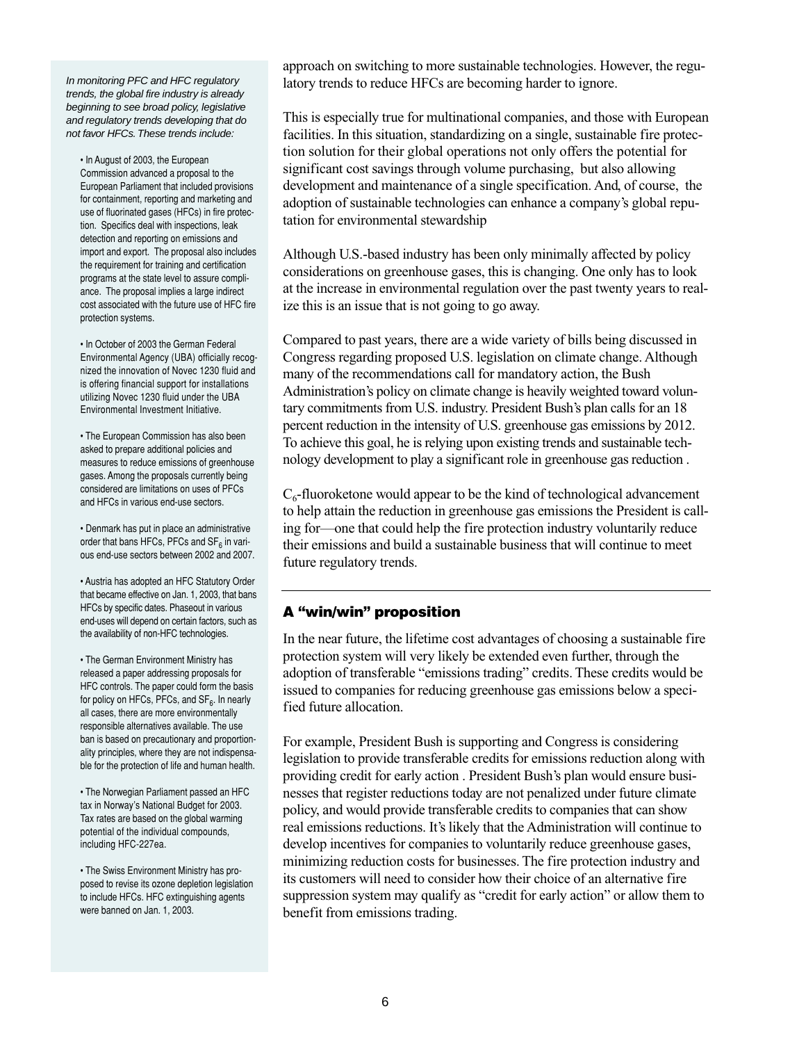*In monitoring PFC and HFC regulatory trends, the global fire industry is already beginning to see broad policy, legislative and regulatory trends developing that do not favor HFCs. These trends include:*

- In August of 2003, the European Commission advanced a proposal to the European Parliament that included provisions for containment, reporting and marketing and use of fluorinated gases (HFCs) in fire protection. Specifics deal with inspections, leak detection and reporting on emissions and import and export. The proposal also includes the requirement for training and certification programs at the state level to assure compliance. The proposal implies a large indirect cost associated with the future use of HFC fire protection systems.

- In October of 2003 the German Federal Environmental Agency (UBA) officially recognized the innovation of Novec 1230 fluid and is offering financial support for installations utilizing Novec 1230 fluid under the UBA Environmental Investment Initiative.

- The European Commission has also been asked to prepare additional policies and measures to reduce emissions of greenhouse gases. Among the proposals currently being considered are limitations on uses of PFCs and HFCs in various end-use sectors.

- Denmark has put in place an administrative order that bans HFCs, PFCs and $SF_6$ in various end-use sectors between 2002 and 2007.

- Austria has adopted an HFC Statutory Order that became effective on Jan. 1, 2003, that bans HFCs by specific dates. Phaseout in various end-uses will depend on certain factors, such as the availability of non-HFC technologies.

- The German Environment Ministry has released a paper addressing proposals for HFC controls. The paper could form the basis for policy on HFCs, PFCs, and $SF_6$. In nearly all cases, there are more environmentally responsible alternatives available. The use ban is based on precautionary and proportionality principles, where they are not indispensable for the protection of life and human health.

- The Norwegian Parliament passed an HFC tax in Norway's National Budget for 2003. Tax rates are based on the global warming potential of the individual compounds, including HFC-227ea.

- The Swiss Environment Ministry has proposed to revise its ozone depletion legislation to include HFCs. HFC extinguishing agents were banned on Jan. 1, 2003.

approach on switching to more sustainable technologies. However, the regulatory trends to reduce HFCs are becoming harder to ignore.

This is especially true for multinational companies, and those with European facilities. In this situation, standardizing on a single, sustainable fire protection solution for their global operations not only offers the potential for significant cost savings through volume purchasing, but also allowing development and maintenance of a single specification. And, of course, the adoption of sustainable technologies can enhance a company's global reputation for environmental stewardship

Although U.S.-based industry has been only minimally affected by policy considerations on greenhouse gases, this is changing. One only has to look at the increase in environmental regulation over the past twenty years to realize this is an issue that is not going to go away.

Compared to past years, there are a wide variety of bills being discussed in Congress regarding proposed U.S. legislation on climate change. Although many of the recommendations call for mandatory action, the Bush Administration's policy on climate change is heavily weighted toward voluntary commitments from U.S. industry. President Bush's plan calls for an 18 percent reduction in the intensity of U.S. greenhouse gas emissions by 2012. To achieve this goal, he is relying upon existing trends and sustainable technology development to play a significant role in greenhouse gas reduction .

$C_6$-fluoroketone would appear to be the kind of technological advancement to help attain the reduction in greenhouse gas emissions the President is calling for—one that could help the fire protection industry voluntarily reduce their emissions and build a sustainable business that will continue to meet future regulatory trends.

## A "win/win" proposition

In the near future, the lifetime cost advantages of choosing a sustainable fire protection system will very likely be extended even further, through the adoption of transferable "emissions trading" credits. These credits would be issued to companies for reducing greenhouse gas emissions below a specified future allocation.

For example, President Bush is supporting and Congress is considering legislation to provide transferable credits for emissions reduction along with providing credit for early action . President Bush's plan would ensure businesses that register reductions today are not penalized under future climate policy, and would provide transferable credits to companies that can show real emissions reductions. It's likely that the Administration will continue to develop incentives for companies to voluntarily reduce greenhouse gases, minimizing reduction costs for businesses. The fire protection industry and its customers will need to consider how their choice of an alternative fire suppression system may qualify as "credit for early action" or allow them to benefit from emissions trading.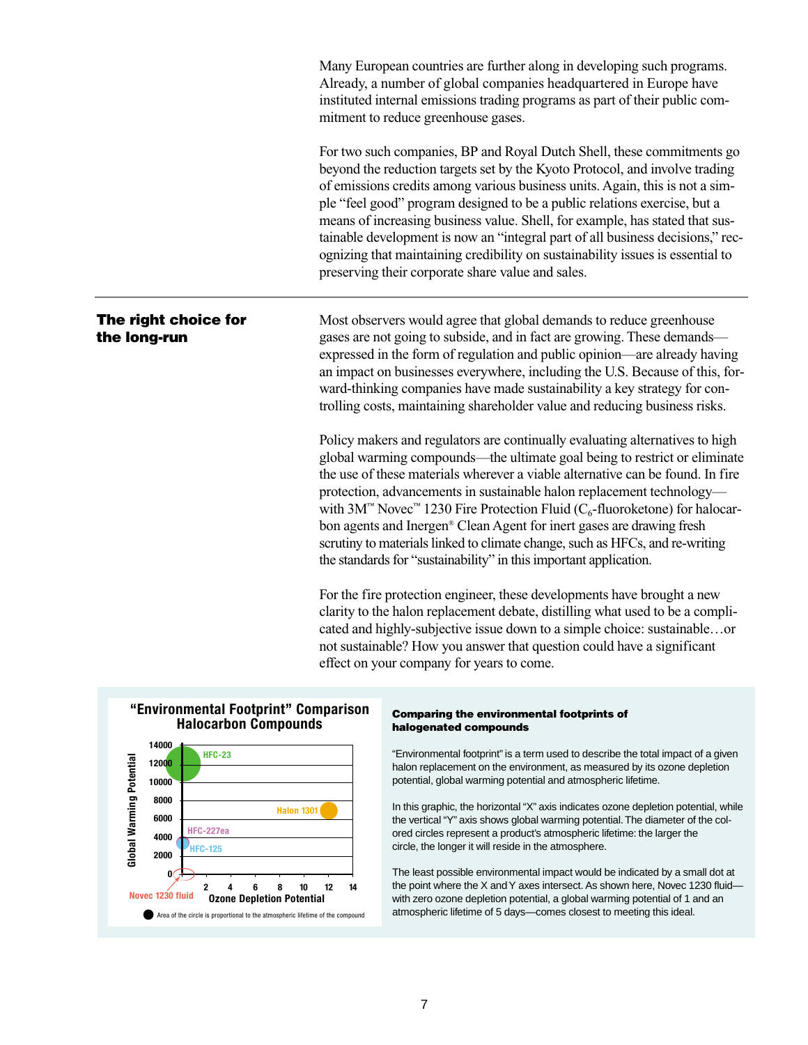Many European countries are further along in developing such programs. Already, a number of global companies headquartered in Europe have instituted internal emissions trading programs as part of their public commitment to reduce greenhouse gases.

For two such companies, BP and Royal Dutch Shell, these commitments go beyond the reduction targets set by the Kyoto Protocol, and involve trading of emissions credits among various business units. Again, this is not a simple "feel good" program designed to be a public relations exercise, but a means of increasing business value. Shell, for example, has stated that sustainable development is now an "integral part of all business decisions," recognizing that maintaining credibility on sustainability issues is essential to preserving their corporate share value and sales.

## The right choice for the long-run

Most observers would agree that global demands to reduce greenhouse gases are not going to subside, and in fact are growing. These demands—expressed in the form of regulation and public opinion—are already having an impact on businesses everywhere, including the U.S. Because of this, forward-thinking companies have made sustainability a key strategy for controlling costs, maintaining shareholder value and reducing business risks.

Policy makers and regulators are continually evaluating alternatives to high global warming compounds—the ultimate goal being to restrict or eliminate the use of these materials wherever a viable alternative can be found. In fire protection, advancements in sustainable halon replacement technology—with 3M™ Novec™ 1230 Fire Protection Fluid ($C_6$-fluoroketone) for halocarbon agents and Inergen® Clean Agent for inert gases are drawing fresh scrutiny to materials linked to climate change, such as HFCs, and re-writing the standards for "sustainability" in this important application.

For the fire protection engineer, these developments have brought a new clarity to the halon replacement debate, distilling what used to be a complicated and highly-subjective issue down to a simple choice: sustainable…or not sustainable? How you answer that question could have a significant effect on your company for years to come.

**"Environmental Footprint" Comparison Halocarbon Compounds**

Global Warming Potential (0–14000) vs. Ozone Depletion Potential (0–14): HFC-23, Halon 1301, HFC-227ea, HFC-125, Novec 1230 fluid

Area of the circle is proportional to the atmospheric lifetime of the compound

### Comparing the environmental footprints of halogenated compounds

"Environmental footprint" is a term used to describe the total impact of a given halon replacement on the environment, as measured by its ozone depletion potential, global warming potential and atmospheric lifetime.

In this graphic, the horizontal "X" axis indicates ozone depletion potential, while the vertical "Y" axis shows global warming potential. The diameter of the colored circles represent a product's atmospheric lifetime: the larger the circle, the longer it will reside in the atmosphere.

The least possible environmental impact would be indicated by a small dot at the point where the X and Y axes intersect. As shown here, Novec 1230 fluid—with zero ozone depletion potential, a global warming potential of 1 and an atmospheric lifetime of 5 days—comes closest to meeting this ideal.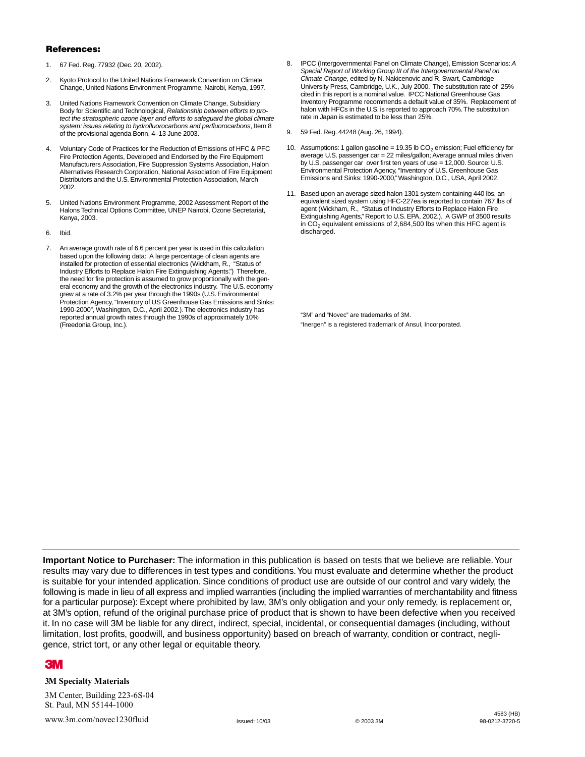#### References:

1. 67 Fed. Reg. 77932 (Dec. 20, 2002).

2. Kyoto Protocol to the United Nations Framework Convention on Climate Change, United Nations Environment Programme, Nairobi, Kenya, 1997.

3. United Nations Framework Convention on Climate Change, Subsidiary Body for Scientific and Technological, *Relationship between efforts to protect the stratospheric ozone layer and efforts to safeguard the global climate system: issues relating to hydrofluorocarbons and perfluorocarbons*, Item 8 of the provisional agenda Bonn, 4–13 June 2003.

4. Voluntary Code of Practices for the Reduction of Emissions of HFC & PFC Fire Protection Agents, Developed and Endorsed by the Fire Equipment Manufacturers Association, Fire Suppression Systems Association, Halon Alternatives Research Corporation, National Association of Fire Equipment Distributors and the U.S. Environmental Protection Association, March 2002.

5. United Nations Environment Programme, 2002 Assessment Report of the Halons Technical Options Committee, UNEP Nairobi, Ozone Secretariat, Kenya, 2003.

6. Ibid.

7. An average growth rate of 6.6 percent per year is used in this calculation based upon the following data: A large percentage of clean agents are installed for protection of essential electronics (Wickham, R., "Status of Industry Efforts to Replace Halon Fire Extinguishing Agents.") Therefore, the need for fire protection is assumed to grow proportionally with the general economy and the growth of the electronics industry. The U.S. economy grew at a rate of 3.2% per year through the 1990s (U.S. Environmental Protection Agency, "Inventory of US Greenhouse Gas Emissions and Sinks: 1990-2000", Washington, D.C., April 2002.). The electronics industry has reported annual growth rates through the 1990s of approximately 10% (Freedonia Group, Inc.).

8. IPCC (Intergovernmental Panel on Climate Change), Emission Scenarios: *A Special Report of Working Group III of the Intergovernmental Panel on Climate Change*, edited by N. Nakicenovic and R. Swart, Cambridge University Press, Cambridge, U.K., July 2000. The substitution rate of 25% cited in this report is a nominal value. IPCC National Greenhouse Gas Inventory Programme recommends a default value of 35%. Replacement of halon with HFCs in the U.S. is reported to approach 70%. The substitution rate in Japan is estimated to be less than 25%.

9. 59 Fed. Reg. 44248 (Aug. 26, 1994).

10. Assumptions: 1 gallon gasoline = 19.35 lb $CO_2$ emission; Fuel efficiency for average U.S. passenger car = 22 miles/gallon; Average annual miles driven by U.S. passenger car over first ten years of use = 12,000. Source: U.S. Environmental Protection Agency, "Inventory of U.S. Greenhouse Gas Emissions and Sinks: 1990-2000," Washington, D.C., USA, April 2002.

11. Based upon an average sized halon 1301 system containing 440 lbs, an equivalent sized system using HFC-227ea is reported to contain 767 lbs of agent (Wickham, R., "Status of Industry Efforts to Replace Halon Fire Extinguishing Agents," Report to U.S. EPA, 2002.). A GWP of 3500 results in $CO_2$ equivalent emissions of 2,684,500 lbs when this HFC agent is discharged.

"3M" and "Novec" are trademarks of 3M.

"Inergen" is a registered trademark of Ansul, Incorporated.

---

**Important Notice to Purchaser:** The information in this publication is based on tests that we believe are reliable. Your results may vary due to differences in test types and conditions. You must evaluate and determine whether the product is suitable for your intended application. Since conditions of product use are outside of our control and vary widely, the following is made in lieu of all express and implied warranties (including the implied warranties of merchantability and fitness for a particular purpose): Except where prohibited by law, 3M's only obligation and your only remedy, is replacement or, at 3M's option, refund of the original purchase price of product that is shown to have been defective when you received it. In no case will 3M be liable for any direct, indirect, special, incidental, or consequential damages (including, without limitation, lost profits, goodwill, and business opportunity) based on breach of warranty, condition or contract, negligence, strict tort, or any other legal or equitable theory.

**3M**

**3M Specialty Materials**

3M Center, Building 223-6S-04
St. Paul, MN 55144-1000

www.3m.com/novec1230fluid

Issued: 10/03

© 2003 3M

4583 (HB)
98-0212-3720-5